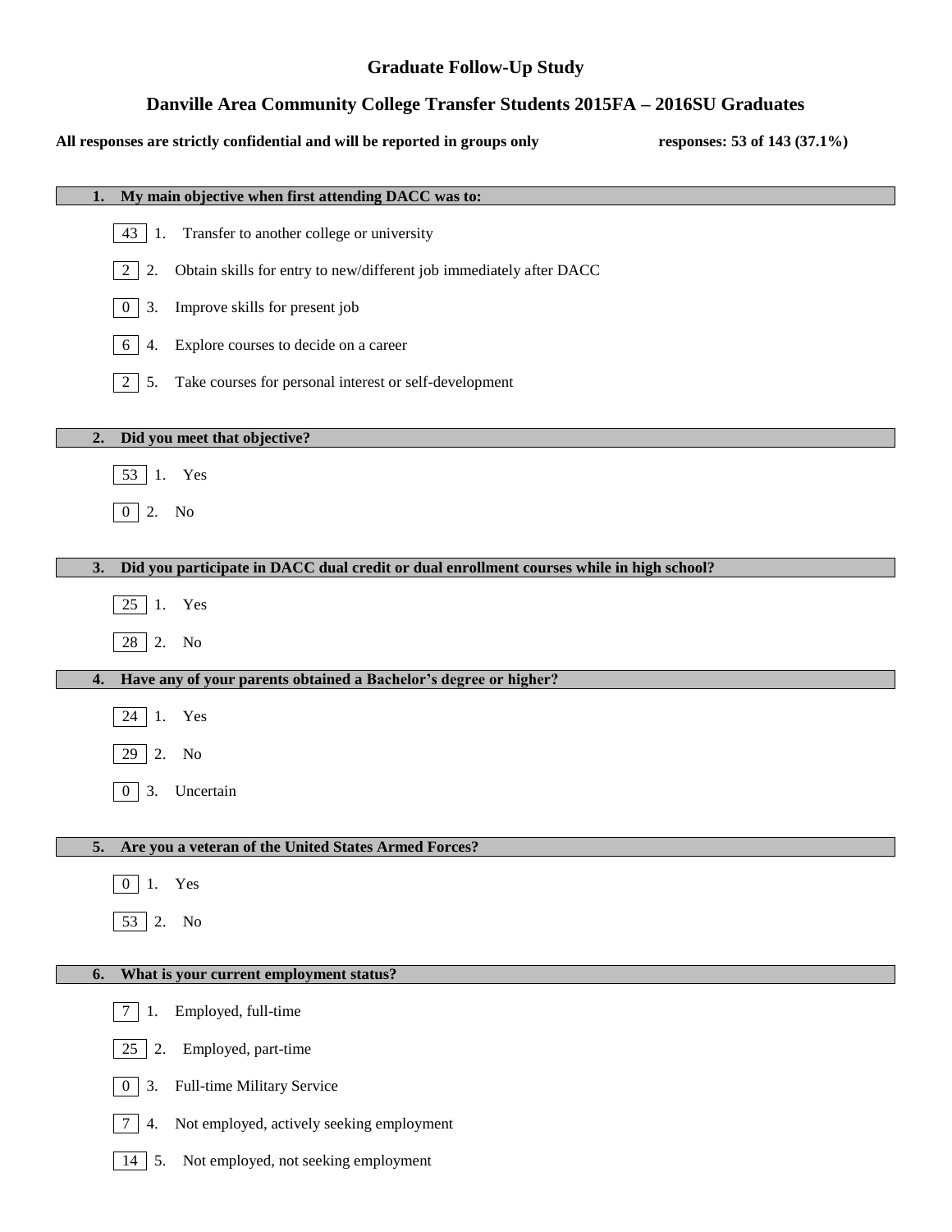# Graduate Follow-Up Study

## Danville Area Community College Transfer Students 2015FA – 2016SU Graduates

**All responses are strictly confidential and will be reported in groups only** **responses: 53 of 143 (37.1%)**

### 1. My main objective when first attending DACC was to:

- 43 — 1. Transfer to another college or university
- 2 — 2. Obtain skills for entry to new/different job immediately after DACC
- 0 — 3. Improve skills for present job
- 6 — 4. Explore courses to decide on a career
- 2 — 5. Take courses for personal interest or self-development

### 2. Did you meet that objective?

- 53 — 1. Yes
- 0 — 2. No

### 3. Did you participate in DACC dual credit or dual enrollment courses while in high school?

- 25 — 1. Yes
- 28 — 2. No

### 4. Have any of your parents obtained a Bachelor's degree or higher?

- 24 — 1. Yes
- 29 — 2. No
- 0 — 3. Uncertain

### 5. Are you a veteran of the United States Armed Forces?

- 0 — 1. Yes
- 53 — 2. No

### 6. What is your current employment status?

- 7 — 1. Employed, full-time
- 25 — 2. Employed, part-time
- 0 — 3. Full-time Military Service
- 7 — 4. Not employed, actively seeking employment
- 14 — 5. Not employed, not seeking employment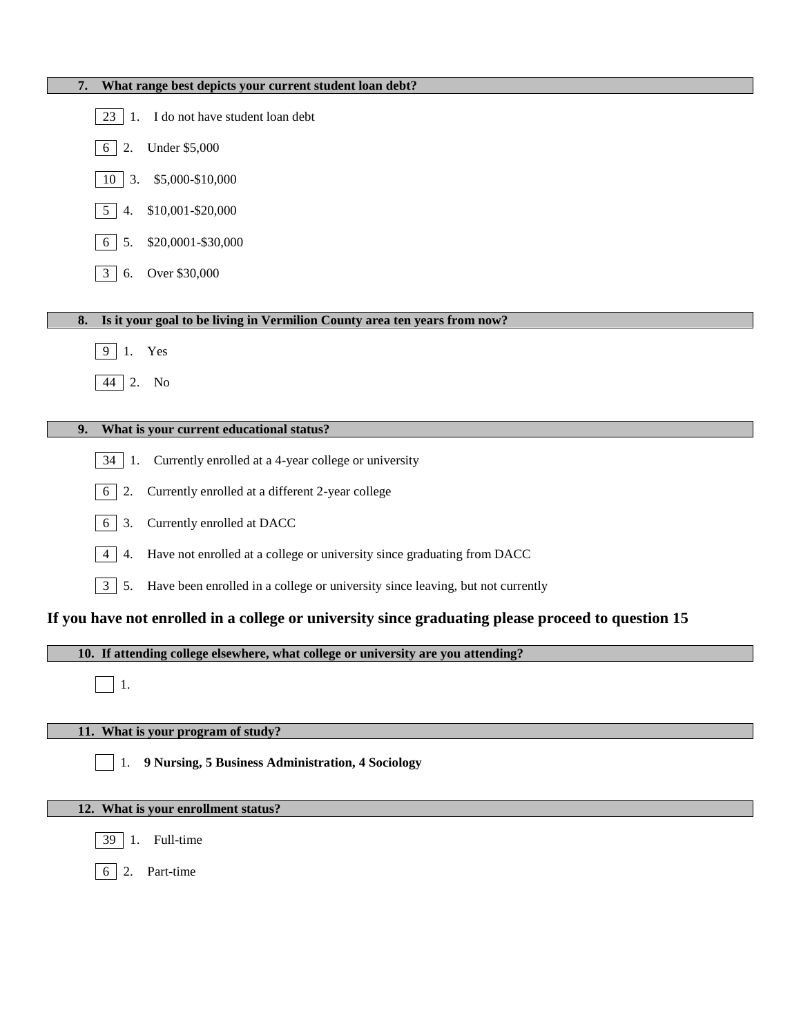**7. What range best depicts your current student loan debt?**

- [23] 1. I do not have student loan debt
- [6] 2. Under $5,000
- [10] 3. $5,000-$10,000
- [5] 4. $10,001-$20,000
- [6] 5. $20,0001-$30,000
- [3] 6. Over $30,000

**8. Is it your goal to be living in Vermilion County area ten years from now?**

- [9] 1. Yes
- [44] 2. No

**9. What is your current educational status?**

- [34] 1. Currently enrolled at a 4-year college or university
- [6] 2. Currently enrolled at a different 2-year college
- [6] 3. Currently enrolled at DACC
- [4] 4. Have not enrolled at a college or university since graduating from DACC
- [3] 5. Have been enrolled in a college or university since leaving, but not currently

## If you have not enrolled in a college or university since graduating please proceed to question 15

**10. If attending college elsewhere, what college or university are you attending?**

- [ ] 1.

**11. What is your program of study?**

- [ ] 1. **9 Nursing, 5 Business Administration, 4 Sociology**

**12. What is your enrollment status?**

- [39] 1. Full-time
- [6] 2. Part-time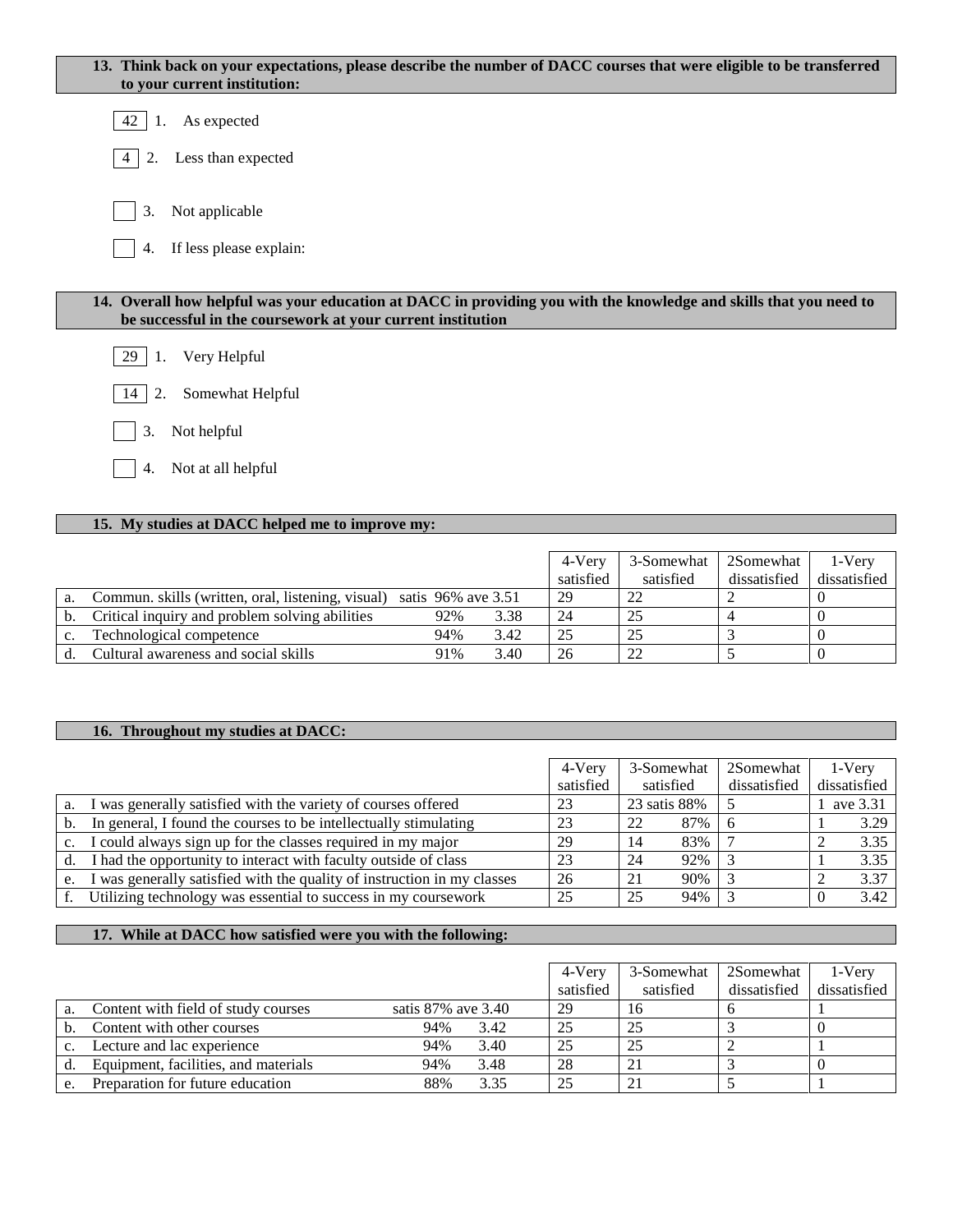**13. Think back on your expectations, please describe the number of DACC courses that were eligible to be transferred to your current institution:**

[42] 1. As expected

[4] 2. Less than expected

[ ] 3. Not applicable

[ ] 4. If less please explain:

**14. Overall how helpful was your education at DACC in providing you with the knowledge and skills that you need to be successful in the coursework at your current institution**

[29] 1. Very Helpful

[14] 2. Somewhat Helpful

[ ] 3. Not helpful

[ ] 4. Not at all helpful

**15. My studies at DACC helped me to improve my:**

| | | | | 4-Very satisfied | 3-Somewhat satisfied | 2Somewhat dissatisfied | 1-Very dissatisfied |
|---|---|---|---|---|---|---|---|
| a. | Commun. skills (written, oral, listening, visual) | satis 96% | ave 3.51 | 29 | 22 | 2 | 0 |
| b. | Critical inquiry and problem solving abilities | 92% | 3.38 | 24 | 25 | 4 | 0 |
| c. | Technological competence | 94% | 3.42 | 25 | 25 | 3 | 0 |
| d. | Cultural awareness and social skills | 91% | 3.40 | 26 | 22 | 5 | 0 |

**16. Throughout my studies at DACC:**

| | | 4-Very satisfied | 3-Somewhat satisfied | | 2Somewhat dissatisfied | 1-Very dissatisfied | |
|---|---|---|---|---|---|---|---|
| a. | I was generally satisfied with the variety of courses offered | 23 | 23 | satis 88% | 5 | 1 | ave 3.31 |
| b. | In general, I found the courses to be intellectually stimulating | 23 | 22 | 87% | 6 | 1 | 3.29 |
| c. | I could always sign up for the classes required in my major | 29 | 14 | 83% | 7 | 2 | 3.35 |
| d. | I had the opportunity to interact with faculty outside of class | 23 | 24 | 92% | 3 | 1 | 3.35 |
| e. | I was generally satisfied with the quality of instruction in my classes | 26 | 21 | 90% | 3 | 2 | 3.37 |
| f. | Utilizing technology was essential to success in my coursework | 25 | 25 | 94% | 3 | 0 | 3.42 |

**17. While at DACC how satisfied were you with the following:**

| | | | | 4-Very satisfied | 3-Somewhat satisfied | 2Somewhat dissatisfied | 1-Very dissatisfied |
|---|---|---|---|---|---|---|---|
| a. | Content with field of study courses | satis 87% | ave 3.40 | 29 | 16 | 6 | 1 |
| b. | Content with other courses | 94% | 3.42 | 25 | 25 | 3 | 0 |
| c. | Lecture and lac experience | 94% | 3.40 | 25 | 25 | 2 | 1 |
| d. | Equipment, facilities, and materials | 94% | 3.48 | 28 | 21 | 3 | 0 |
| e. | Preparation for future education | 88% | 3.35 | 25 | 21 | 5 | 1 |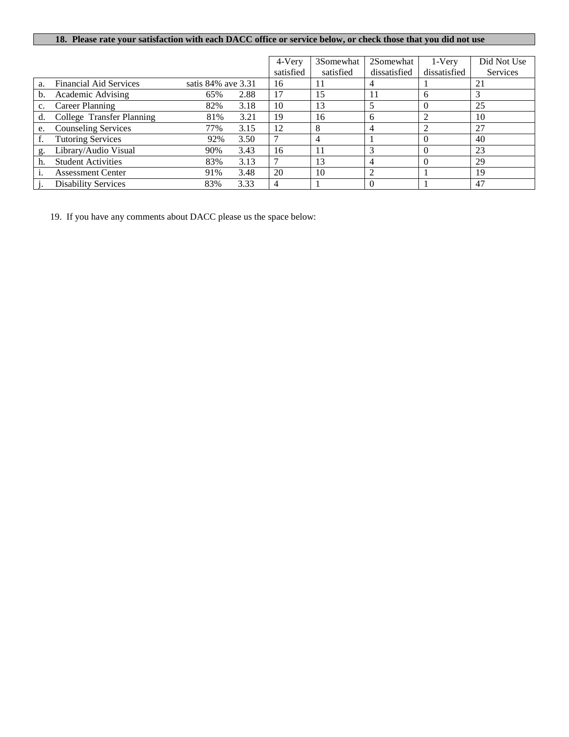**18. Please rate your satisfaction with each DACC office or service below, or check those that you did not use**

| | | | | 4-Very satisfied | 3Somewhat satisfied | 2Somewhat dissatisfied | 1-Very dissatisfied | Did Not Use Services |
|---|---|---|---|---|---|---|---|---|
| a. | Financial Aid Services | satis 84% | ave 3.31 | 16 | 11 | 4 | 1 | 21 |
| b. | Academic Advising | 65% | 2.88 | 17 | 15 | 11 | 6 | 3 |
| c. | Career Planning | 82% | 3.18 | 10 | 13 | 5 | 0 | 25 |
| d. | College Transfer Planning | 81% | 3.21 | 19 | 16 | 6 | 2 | 10 |
| e. | Counseling Services | 77% | 3.15 | 12 | 8 | 4 | 2 | 27 |
| f. | Tutoring Services | 92% | 3.50 | 7 | 4 | 1 | 0 | 40 |
| g. | Library/Audio Visual | 90% | 3.43 | 16 | 11 | 3 | 0 | 23 |
| h. | Student Activities | 83% | 3.13 | 7 | 13 | 4 | 0 | 29 |
| i. | Assessment Center | 91% | 3.48 | 20 | 10 | 2 | 1 | 19 |
| j. | Disability Services | 83% | 3.33 | 4 | 1 | 0 | 1 | 47 |

19. If you have any comments about DACC please us the space below: